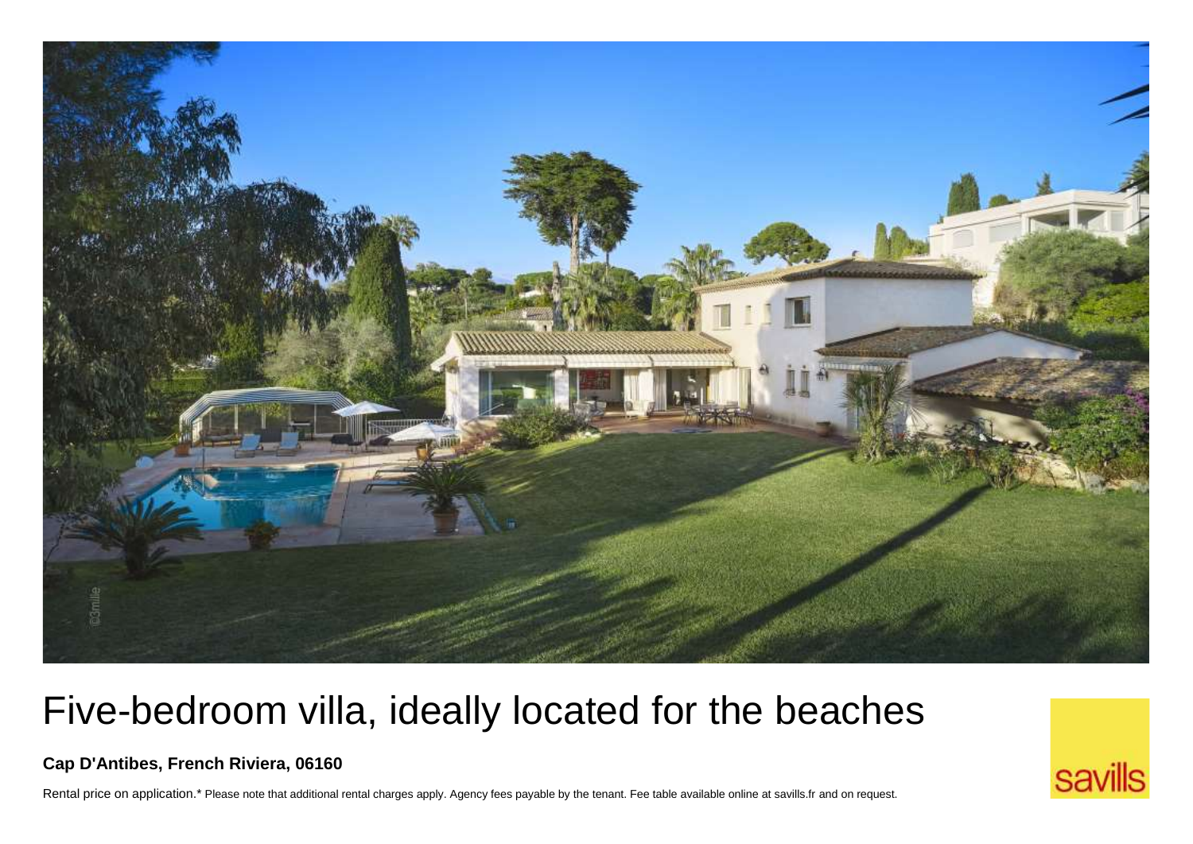# Five-bedroom villa, ideally located for the beaches

**Cap D'Antibes, French Riviera, 06160**

Rental price on application.* Please note that additional rental charges apply. Agency fees payable by the tenant. Fee table available online at savills.fr and on request.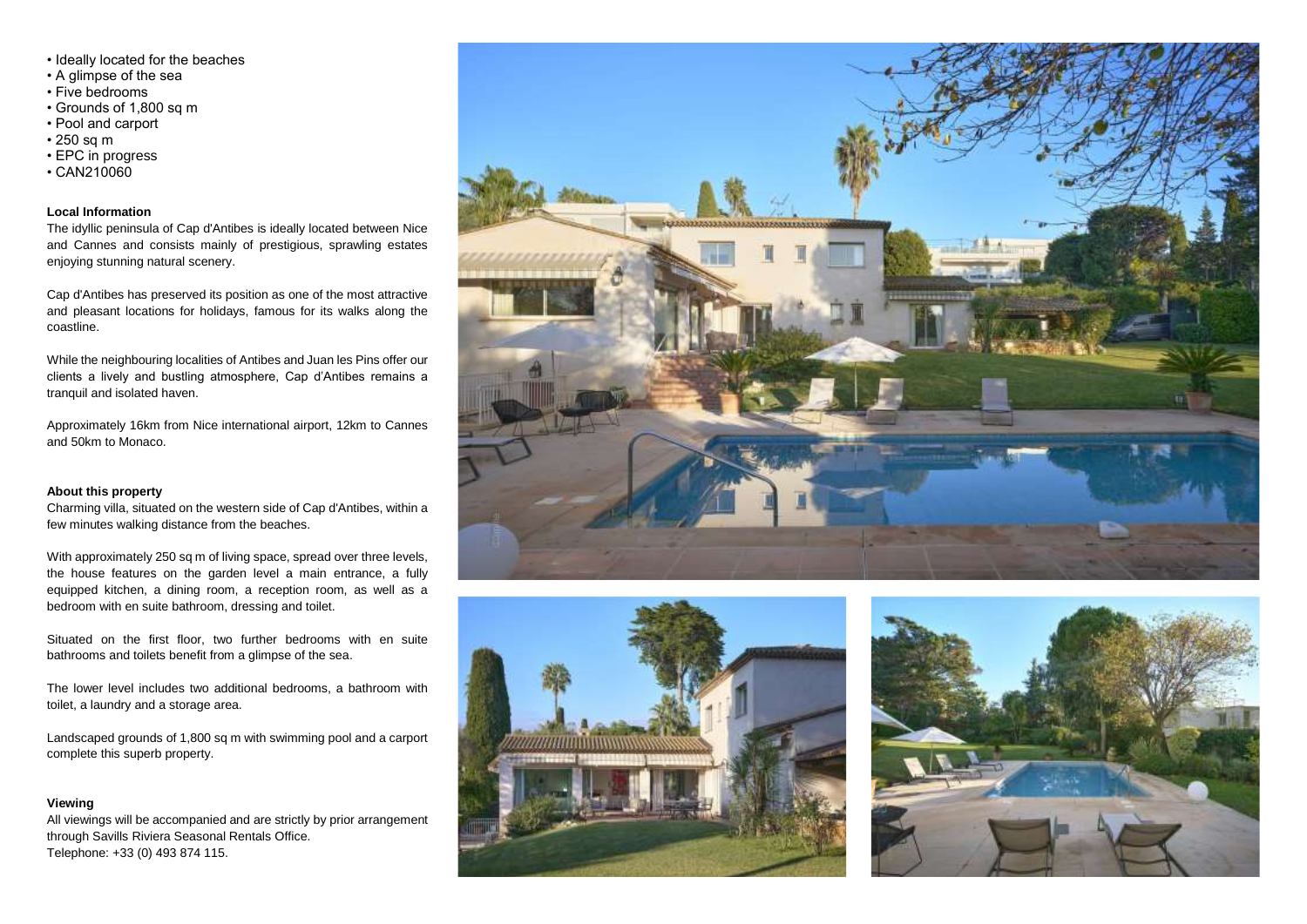- Ideally located for the beaches
- A glimpse of the sea
- Five bedrooms
- Grounds of 1,800 sq m
- Pool and carport
- 250 sq m
- EPC in progress
- CAN210060

**Local Information**

The idyllic peninsula of Cap d'Antibes is ideally located between Nice and Cannes and consists mainly of prestigious, sprawling estates enjoying stunning natural scenery.

Cap d'Antibes has preserved its position as one of the most attractive and pleasant locations for holidays, famous for its walks along the coastline.

While the neighbouring localities of Antibes and Juan les Pins offer our clients a lively and bustling atmosphere, Cap d'Antibes remains a tranquil and isolated haven.

Approximately 16km from Nice international airport, 12km to Cannes and 50km to Monaco.

**About this property**

Charming villa, situated on the western side of Cap d'Antibes, within a few minutes walking distance from the beaches.

With approximately 250 sq m of living space, spread over three levels, the house features on the garden level a main entrance, a fully equipped kitchen, a dining room, a reception room, as well as a bedroom with en suite bathroom, dressing and toilet.

Situated on the first floor, two further bedrooms with en suite bathrooms and toilets benefit from a glimpse of the sea.

The lower level includes two additional bedrooms, a bathroom with toilet, a laundry and a storage area.

Landscaped grounds of 1,800 sq m with swimming pool and a carport complete this superb property.

**Viewing**

All viewings will be accompanied and are strictly by prior arrangement through Savills Riviera Seasonal Rentals Office.
Telephone: +33 (0) 493 874 115.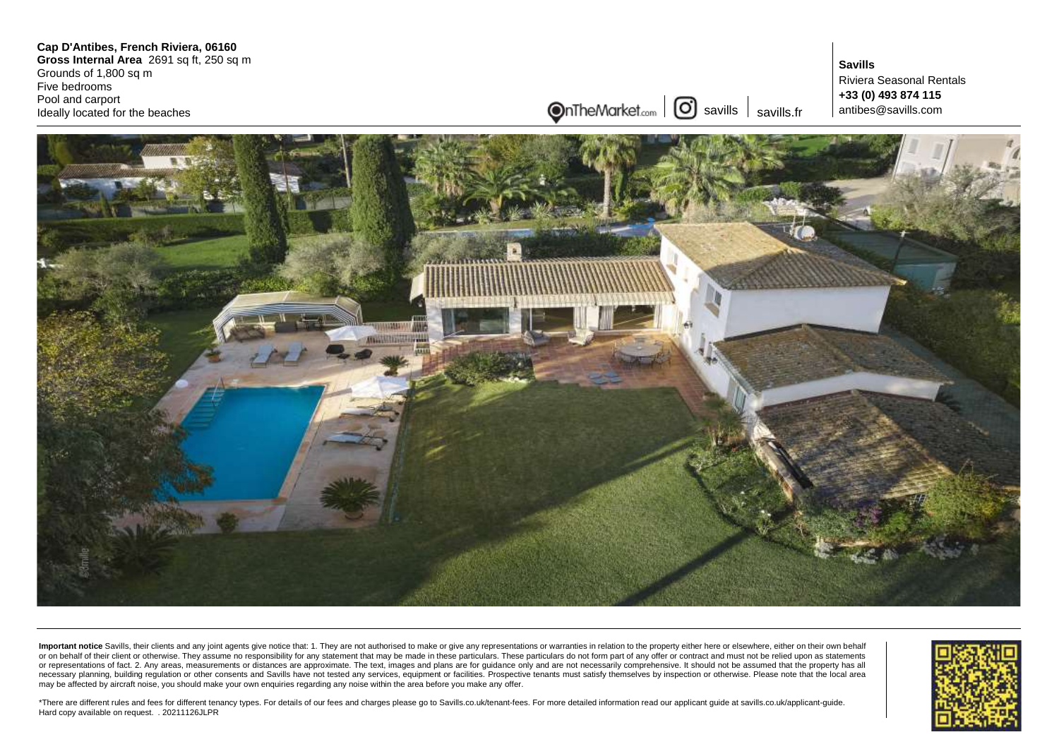**Cap D'Antibes, French Riviera, 06160**
**Gross Internal Area** 2691 sq ft, 250 sq m
Grounds of 1,800 sq m
Five bedrooms
Pool and carport
Ideally located for the beaches

OnTheMarket.com | savills | savills.fr

**Savills**
Riviera Seasonal Rentals
**+33 (0) 493 874 115**
antibes@savills.com

**Important notice** Savills, their clients and any joint agents give notice that: 1. They are not authorised to make or give any representations or warranties in relation to the property either here or elsewhere, either on their own behalf or on behalf of their client or otherwise. They assume no responsibility for any statement that may be made in these particulars. These particulars do not form part of any offer or contract and must not be relied upon as statements or representations of fact. 2. Any areas, measurements or distances are approximate. The text, images and plans are for guidance only and are not necessarily comprehensive. It should not be assumed that the property has all necessary planning, building regulation or other consents and Savills have not tested any services, equipment or facilities. Prospective tenants must satisfy themselves by inspection or otherwise. Please note that the local area may be affected by aircraft noise, you should make your own enquiries regarding any noise within the area before you make any offer.

*There are different rules and fees for different tenancy types. For details of our fees and charges please go to Savills.co.uk/tenant-fees. For more detailed information read our applicant guide at savills.co.uk/applicant-guide. Hard copy available on request. . 20211126JLPR